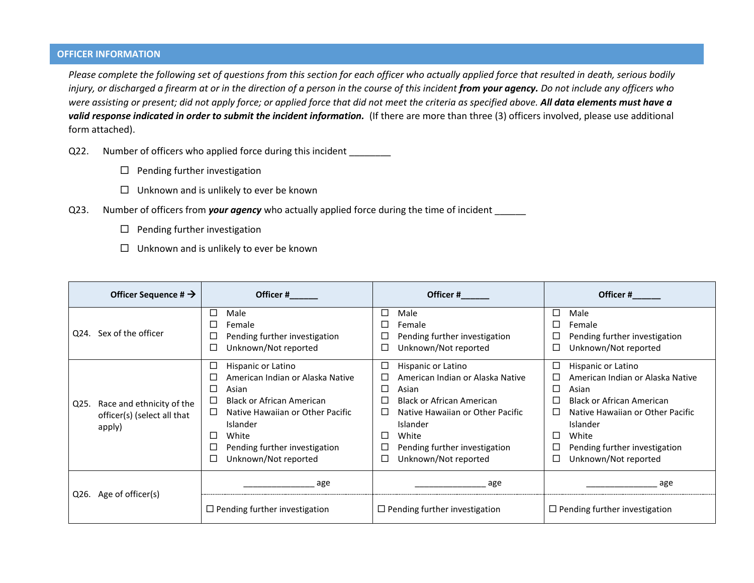## OFFICER INFORMATION

*Please complete the following set of questions from this section for each officer who actually applied force that resulted in death, serious bodily injury, or discharged a firearm at or in the direction of a person in the course of this incident* ***from your agency.*** *Do not include any officers who were assisting or present; did not apply force; or applied force that did not meet the criteria as specified above.* ***All data elements must have a valid response indicated in order to submit the incident information.*** (If there are more than three (3) officers involved, please use additional form attached).

Q22. Number of officers who applied force during this incident ________

- ☐ Pending further investigation
- ☐ Unknown and is unlikely to ever be known

Q23. Number of officers from ***your agency*** who actually applied force during the time of incident ______

- ☐ Pending further investigation
- ☐ Unknown and is unlikely to ever be known

| Officer Sequence # → | Officer #______ | Officer #______ | Officer #______ |
|---|---|---|---|
| Q24. Sex of the officer | ☐ Male<br>☐ Female<br>☐ Pending further investigation<br>☐ Unknown/Not reported | ☐ Male<br>☐ Female<br>☐ Pending further investigation<br>☐ Unknown/Not reported | ☐ Male<br>☐ Female<br>☐ Pending further investigation<br>☐ Unknown/Not reported |
| Q25. Race and ethnicity of the officer(s) (select all that apply) | ☐ Hispanic or Latino<br>☐ American Indian or Alaska Native<br>☐ Asian<br>☐ Black or African American<br>☐ Native Hawaiian or Other Pacific Islander<br>☐ White<br>☐ Pending further investigation<br>☐ Unknown/Not reported | ☐ Hispanic or Latino<br>☐ American Indian or Alaska Native<br>☐ Asian<br>☐ Black or African American<br>☐ Native Hawaiian or Other Pacific Islander<br>☐ White<br>☐ Pending further investigation<br>☐ Unknown/Not reported | ☐ Hispanic or Latino<br>☐ American Indian or Alaska Native<br>☐ Asian<br>☐ Black or African American<br>☐ Native Hawaiian or Other Pacific Islander<br>☐ White<br>☐ Pending further investigation<br>☐ Unknown/Not reported |
| Q26. Age of officer(s) | _______________ age<br>☐ Pending further investigation | _______________ age<br>☐ Pending further investigation | _______________ age<br>☐ Pending further investigation |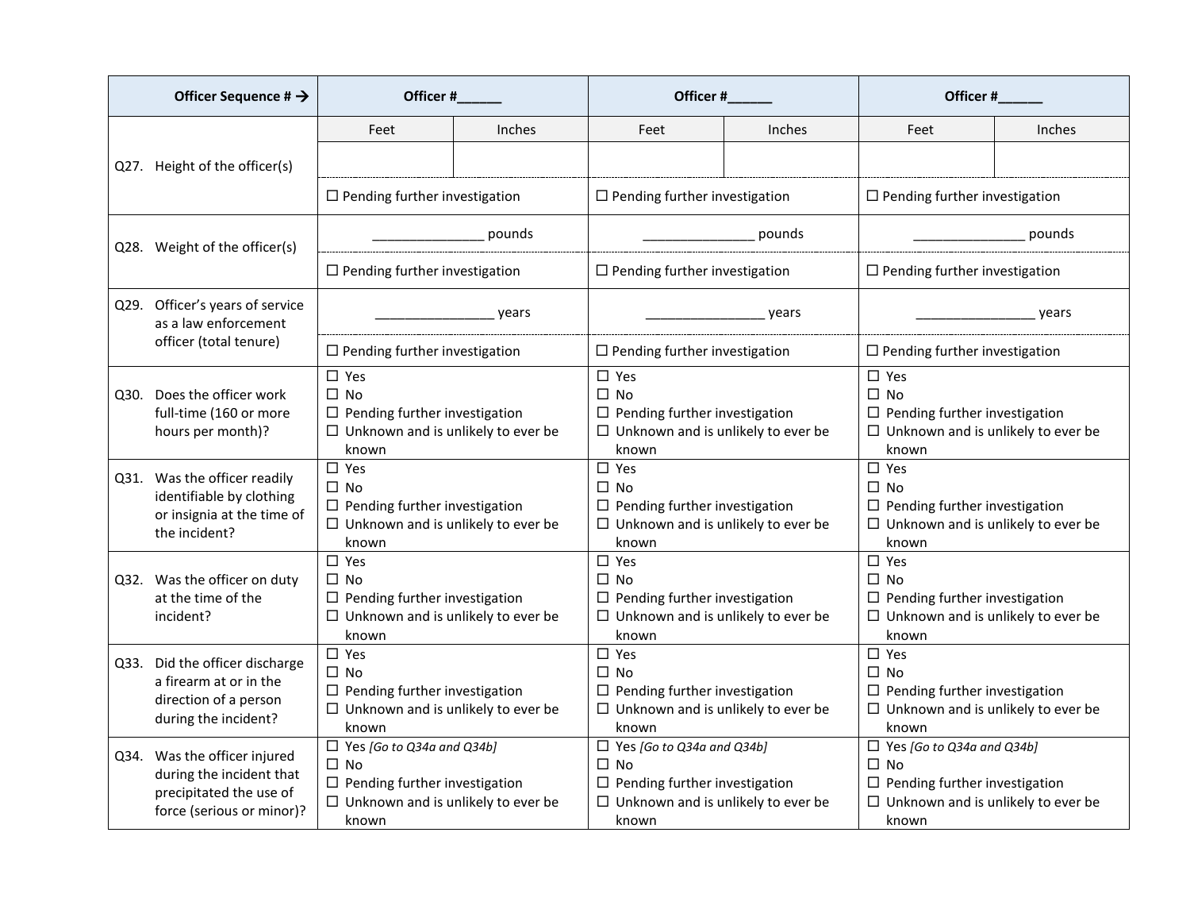| Officer Sequence # → | Officer #______ | | Officer #______ | | Officer #______ | |
|---|---|---|---|---|---|---|
| Q27. Height of the officer(s) | Feet | Inches | Feet | Inches | Feet | Inches |
| | | | | | | |
| | ☐ Pending further investigation | | ☐ Pending further investigation | | ☐ Pending further investigation | |
| Q28. Weight of the officer(s) | _______________ pounds | | _______________ pounds | | _______________ pounds | |
| | ☐ Pending further investigation | | ☐ Pending further investigation | | ☐ Pending further investigation | |
| Q29. Officer's years of service as a law enforcement officer (total tenure) | ________________ years | | ________________ years | | ________________ years | |
| | ☐ Pending further investigation | | ☐ Pending further investigation | | ☐ Pending further investigation | |
| Q30. Does the officer work full-time (160 or more hours per month)? | ☐ Yes<br>☐ No<br>☐ Pending further investigation<br>☐ Unknown and is unlikely to ever be known | | ☐ Yes<br>☐ No<br>☐ Pending further investigation<br>☐ Unknown and is unlikely to ever be known | | ☐ Yes<br>☐ No<br>☐ Pending further investigation<br>☐ Unknown and is unlikely to ever be known | |
| Q31. Was the officer readily identifiable by clothing or insignia at the time of the incident? | ☐ Yes<br>☐ No<br>☐ Pending further investigation<br>☐ Unknown and is unlikely to ever be known | | ☐ Yes<br>☐ No<br>☐ Pending further investigation<br>☐ Unknown and is unlikely to ever be known | | ☐ Yes<br>☐ No<br>☐ Pending further investigation<br>☐ Unknown and is unlikely to ever be known | |
| Q32. Was the officer on duty at the time of the incident? | ☐ Yes<br>☐ No<br>☐ Pending further investigation<br>☐ Unknown and is unlikely to ever be known | | ☐ Yes<br>☐ No<br>☐ Pending further investigation<br>☐ Unknown and is unlikely to ever be known | | ☐ Yes<br>☐ No<br>☐ Pending further investigation<br>☐ Unknown and is unlikely to ever be known | |
| Q33. Did the officer discharge a firearm at or in the direction of a person during the incident? | ☐ Yes<br>☐ No<br>☐ Pending further investigation<br>☐ Unknown and is unlikely to ever be known | | ☐ Yes<br>☐ No<br>☐ Pending further investigation<br>☐ Unknown and is unlikely to ever be known | | ☐ Yes<br>☐ No<br>☐ Pending further investigation<br>☐ Unknown and is unlikely to ever be known | |
| Q34. Was the officer injured during the incident that precipitated the use of force (serious or minor)? | ☐ Yes *[Go to Q34a and Q34b]*<br>☐ No<br>☐ Pending further investigation<br>☐ Unknown and is unlikely to ever be known | | ☐ Yes *[Go to Q34a and Q34b]*<br>☐ No<br>☐ Pending further investigation<br>☐ Unknown and is unlikely to ever be known | | ☐ Yes *[Go to Q34a and Q34b]*<br>☐ No<br>☐ Pending further investigation<br>☐ Unknown and is unlikely to ever be known | |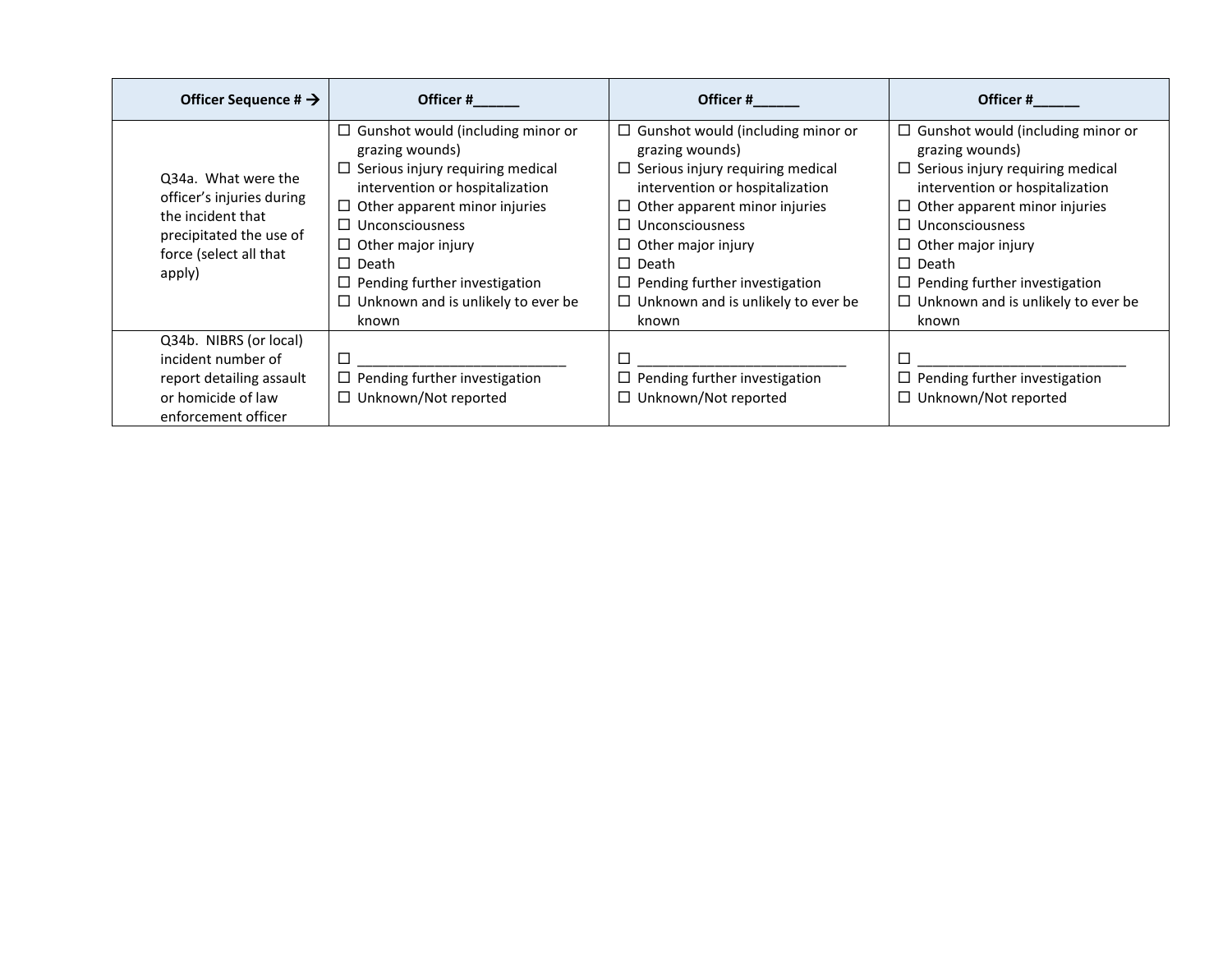| Officer Sequence # → | Officer #______ | Officer #______ | Officer #______ |
|---|---|---|---|
| Q34a. What were the officer's injuries during the incident that precipitated the use of force (select all that apply) | ☐ Gunshot would (including minor or grazing wounds)<br>☐ Serious injury requiring medical intervention or hospitalization<br>☐ Other apparent minor injuries<br>☐ Unconsciousness<br>☐ Other major injury<br>☐ Death<br>☐ Pending further investigation<br>☐ Unknown and is unlikely to ever be known | ☐ Gunshot would (including minor or grazing wounds)<br>☐ Serious injury requiring medical intervention or hospitalization<br>☐ Other apparent minor injuries<br>☐ Unconsciousness<br>☐ Other major injury<br>☐ Death<br>☐ Pending further investigation<br>☐ Unknown and is unlikely to ever be known | ☐ Gunshot would (including minor or grazing wounds)<br>☐ Serious injury requiring medical intervention or hospitalization<br>☐ Other apparent minor injuries<br>☐ Unconsciousness<br>☐ Other major injury<br>☐ Death<br>☐ Pending further investigation<br>☐ Unknown and is unlikely to ever be known |
| Q34b. NIBRS (or local) incident number of report detailing assault or homicide of law enforcement officer | ☐ ___________________________<br>☐ Pending further investigation<br>☐ Unknown/Not reported | ☐ ___________________________<br>☐ Pending further investigation<br>☐ Unknown/Not reported | ☐ ___________________________<br>☐ Pending further investigation<br>☐ Unknown/Not reported |